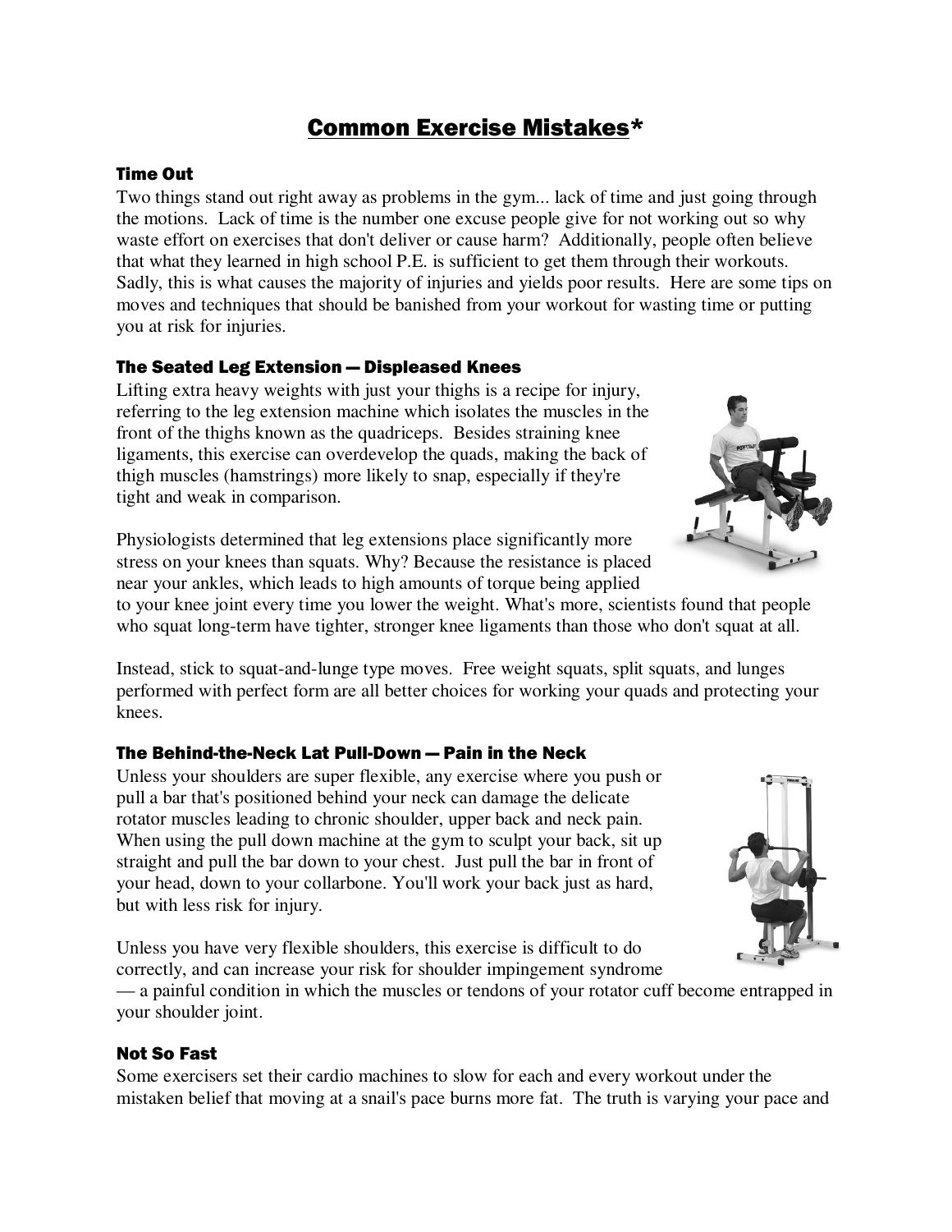# Common Exercise Mistakes*

### Time Out

Two things stand out right away as problems in the gym... lack of time and just going through the motions. Lack of time is the number one excuse people give for not working out so why waste effort on exercises that don't deliver or cause harm? Additionally, people often believe that what they learned in high school P.E. is sufficient to get them through their workouts. Sadly, this is what causes the majority of injuries and yields poor results. Here are some tips on moves and techniques that should be banished from your workout for wasting time or putting you at risk for injuries.

### The Seated Leg Extension — Displeased Knees

Lifting extra heavy weights with just your thighs is a recipe for injury, referring to the leg extension machine which isolates the muscles in the front of the thighs known as the quadriceps. Besides straining knee ligaments, this exercise can overdevelop the quads, making the back of thigh muscles (hamstrings) more likely to snap, especially if they're tight and weak in comparison.

Physiologists determined that leg extensions place significantly more stress on your knees than squats. Why? Because the resistance is placed near your ankles, which leads to high amounts of torque being applied to your knee joint every time you lower the weight. What's more, scientists found that people who squat long-term have tighter, stronger knee ligaments than those who don't squat at all.

Instead, stick to squat-and-lunge type moves. Free weight squats, split squats, and lunges performed with perfect form are all better choices for working your quads and protecting your knees.

### The Behind-the-Neck Lat Pull-Down — Pain in the Neck

Unless your shoulders are super flexible, any exercise where you push or pull a bar that's positioned behind your neck can damage the delicate rotator muscles leading to chronic shoulder, upper back and neck pain. When using the pull down machine at the gym to sculpt your back, sit up straight and pull the bar down to your chest. Just pull the bar in front of your head, down to your collarbone. You'll work your back just as hard, but with less risk for injury.

Unless you have very flexible shoulders, this exercise is difficult to do correctly, and can increase your risk for shoulder impingement syndrome — a painful condition in which the muscles or tendons of your rotator cuff become entrapped in your shoulder joint.

### Not So Fast

Some exercisers set their cardio machines to slow for each and every workout under the mistaken belief that moving at a snail's pace burns more fat. The truth is varying your pace and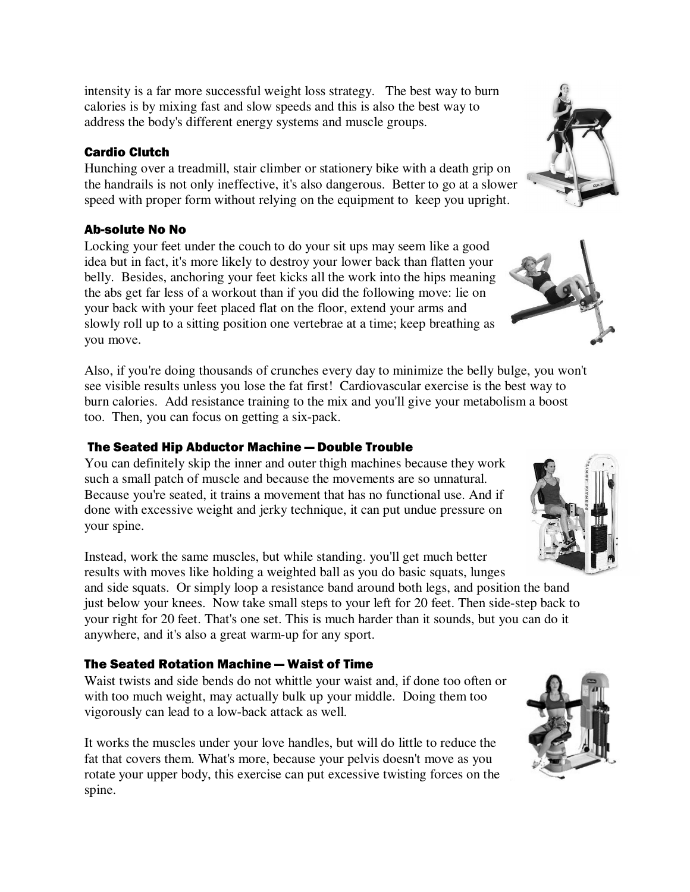intensity is a far more successful weight loss strategy. The best way to burn calories is by mixing fast and slow speeds and this is also the best way to address the body's different energy systems and muscle groups.

### Cardio Clutch

Hunching over a treadmill, stair climber or stationery bike with a death grip on the handrails is not only ineffective, it's also dangerous. Better to go at a slower speed with proper form without relying on the equipment to keep you upright.

### Ab-solute No No

Locking your feet under the couch to do your sit ups may seem like a good idea but in fact, it's more likely to destroy your lower back than flatten your belly. Besides, anchoring your feet kicks all the work into the hips meaning the abs get far less of a workout than if you did the following move: lie on your back with your feet placed flat on the floor, extend your arms and slowly roll up to a sitting position one vertebrae at a time; keep breathing as you move.

Also, if you're doing thousands of crunches every day to minimize the belly bulge, you won't see visible results unless you lose the fat first! Cardiovascular exercise is the best way to burn calories. Add resistance training to the mix and you'll give your metabolism a boost too. Then, you can focus on getting a six-pack.

### The Seated Hip Abductor Machine — Double Trouble

You can definitely skip the inner and outer thigh machines because they work such a small patch of muscle and because the movements are so unnatural. Because you're seated, it trains a movement that has no functional use. And if done with excessive weight and jerky technique, it can put undue pressure on your spine.

Instead, work the same muscles, but while standing. you'll get much better results with moves like holding a weighted ball as you do basic squats, lunges and side squats. Or simply loop a resistance band around both legs, and position the band just below your knees. Now take small steps to your left for 20 feet. Then side-step back to your right for 20 feet. That's one set. This is much harder than it sounds, but you can do it anywhere, and it's also a great warm-up for any sport.

### The Seated Rotation Machine — Waist of Time

Waist twists and side bends do not whittle your waist and, if done too often or with too much weight, may actually bulk up your middle. Doing them too vigorously can lead to a low-back attack as well.

It works the muscles under your love handles, but will do little to reduce the fat that covers them. What's more, because your pelvis doesn't move as you rotate your upper body, this exercise can put excessive twisting forces on the spine.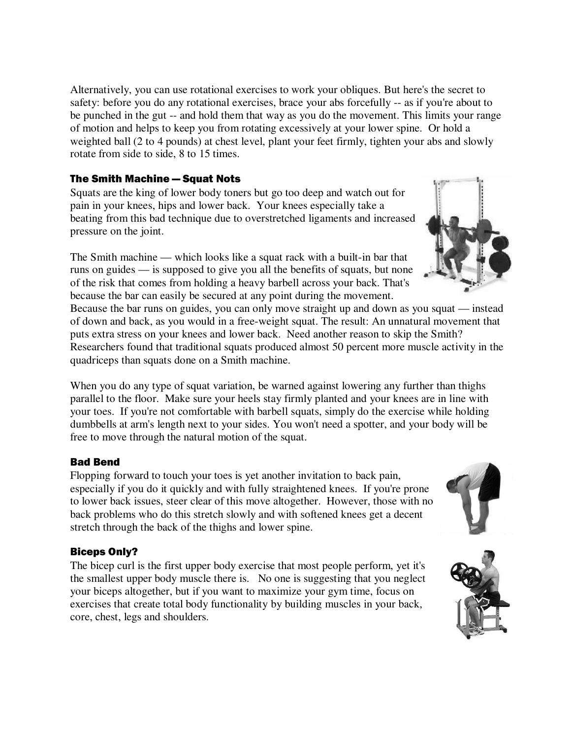Alternatively, you can use rotational exercises to work your obliques. But here's the secret to safety: before you do any rotational exercises, brace your abs forcefully -- as if you're about to be punched in the gut -- and hold them that way as you do the movement. This limits your range of motion and helps to keep you from rotating excessively at your lower spine. Or hold a weighted ball (2 to 4 pounds) at chest level, plant your feet firmly, tighten your abs and slowly rotate from side to side, 8 to 15 times.

### The Smith Machine — Squat Nots

Squats are the king of lower body toners but go too deep and watch out for pain in your knees, hips and lower back. Your knees especially take a beating from this bad technique due to overstretched ligaments and increased pressure on the joint.

The Smith machine — which looks like a squat rack with a built-in bar that runs on guides — is supposed to give you all the benefits of squats, but none of the risk that comes from holding a heavy barbell across your back. That's because the bar can easily be secured at any point during the movement. Because the bar runs on guides, you can only move straight up and down as you squat — instead of down and back, as you would in a free-weight squat. The result: An unnatural movement that puts extra stress on your knees and lower back. Need another reason to skip the Smith? Researchers found that traditional squats produced almost 50 percent more muscle activity in the quadriceps than squats done on a Smith machine.

When you do any type of squat variation, be warned against lowering any further than thighs parallel to the floor. Make sure your heels stay firmly planted and your knees are in line with your toes. If you're not comfortable with barbell squats, simply do the exercise while holding dumbbells at arm's length next to your sides. You won't need a spotter, and your body will be free to move through the natural motion of the squat.

### Bad Bend

Flopping forward to touch your toes is yet another invitation to back pain, especially if you do it quickly and with fully straightened knees. If you're prone to lower back issues, steer clear of this move altogether. However, those with no back problems who do this stretch slowly and with softened knees get a decent stretch through the back of the thighs and lower spine.

### Biceps Only?

The bicep curl is the first upper body exercise that most people perform, yet it's the smallest upper body muscle there is. No one is suggesting that you neglect your biceps altogether, but if you want to maximize your gym time, focus on exercises that create total body functionality by building muscles in your back, core, chest, legs and shoulders.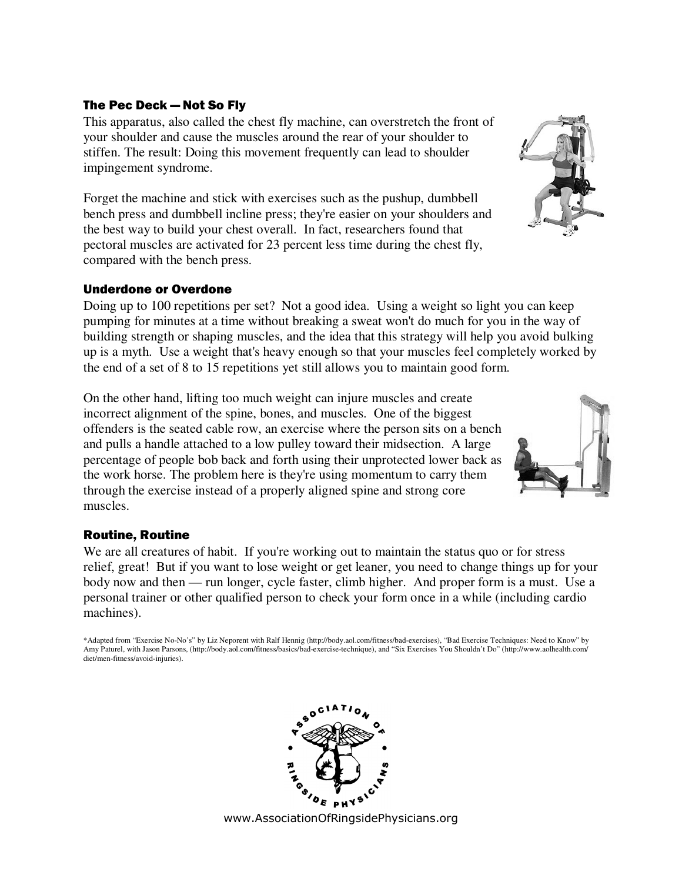### The Pec Deck — Not So Fly

This apparatus, also called the chest fly machine, can overstretch the front of your shoulder and cause the muscles around the rear of your shoulder to stiffen. The result: Doing this movement frequently can lead to shoulder impingement syndrome.

Forget the machine and stick with exercises such as the pushup, dumbbell bench press and dumbbell incline press; they're easier on your shoulders and the best way to build your chest overall. In fact, researchers found that pectoral muscles are activated for 23 percent less time during the chest fly, compared with the bench press.

### Underdone or Overdone

Doing up to 100 repetitions per set? Not a good idea. Using a weight so light you can keep pumping for minutes at a time without breaking a sweat won't do much for you in the way of building strength or shaping muscles, and the idea that this strategy will help you avoid bulking up is a myth. Use a weight that's heavy enough so that your muscles feel completely worked by the end of a set of 8 to 15 repetitions yet still allows you to maintain good form.

On the other hand, lifting too much weight can injure muscles and create incorrect alignment of the spine, bones, and muscles. One of the biggest offenders is the seated cable row, an exercise where the person sits on a bench and pulls a handle attached to a low pulley toward their midsection. A large percentage of people bob back and forth using their unprotected lower back as the work horse. The problem here is they're using momentum to carry them through the exercise instead of a properly aligned spine and strong core muscles.

### Routine, Routine

We are all creatures of habit. If you're working out to maintain the status quo or for stress relief, great! But if you want to lose weight or get leaner, you need to change things up for your body now and then — run longer, cycle faster, climb higher. And proper form is a must. Use a personal trainer or other qualified person to check your form once in a while (including cardio machines).

*Adapted from "Exercise No-No's" by Liz Neporent with Ralf Hennig (http://body.aol.com/fitness/bad-exercises), "Bad Exercise Techniques: Need to Know" by Amy Paturel, with Jason Parsons, (http://body.aol.com/fitness/basics/bad-exercise-technique), and "Six Exercises You Shouldn't Do" (http://www.aolhealth.com/diet/men-fitness/avoid-injuries).

Association of Ringside Physicians

www.AssociationOfRingsidePhysicians.org